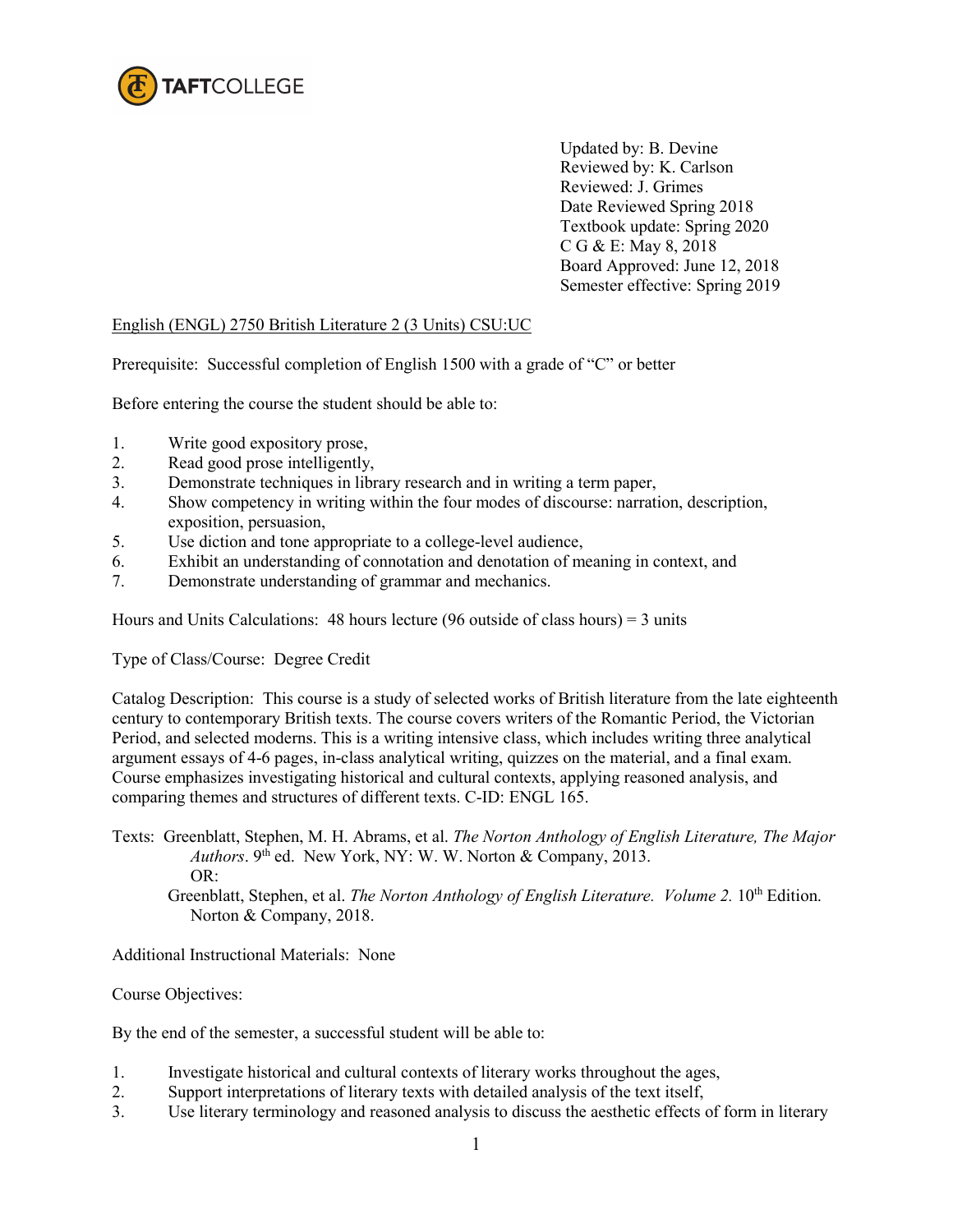TAFTCOLLEGE

Updated by: B. Devine
Reviewed by: K. Carlson
Reviewed: J. Grimes
Date Reviewed Spring 2018
Textbook update: Spring 2020
C G & E: May 8, 2018
Board Approved: June 12, 2018
Semester effective: Spring 2019

English (ENGL) 2750 British Literature 2 (3 Units) CSU:UC

Prerequisite: Successful completion of English 1500 with a grade of "C" or better

Before entering the course the student should be able to:

1. Write good expository prose,
2. Read good prose intelligently,
3. Demonstrate techniques in library research and in writing a term paper,
4. Show competency in writing within the four modes of discourse: narration, description, exposition, persuasion,
5. Use diction and tone appropriate to a college-level audience,
6. Exhibit an understanding of connotation and denotation of meaning in context, and
7. Demonstrate understanding of grammar and mechanics.

Hours and Units Calculations: 48 hours lecture (96 outside of class hours) = 3 units

Type of Class/Course: Degree Credit

Catalog Description: This course is a study of selected works of British literature from the late eighteenth century to contemporary British texts. The course covers writers of the Romantic Period, the Victorian Period, and selected moderns. This is a writing intensive class, which includes writing three analytical argument essays of 4-6 pages, in-class analytical writing, quizzes on the material, and a final exam. Course emphasizes investigating historical and cultural contexts, applying reasoned analysis, and comparing themes and structures of different texts. C-ID: ENGL 165.

Texts: Greenblatt, Stephen, M. H. Abrams, et al. *The Norton Anthology of English Literature, The Major Authors*. 9th ed. New York, NY: W. W. Norton & Company, 2013.
OR:
Greenblatt, Stephen, et al. *The Norton Anthology of English Literature. Volume 2.* 10th Edition. Norton & Company, 2018.

Additional Instructional Materials: None

Course Objectives:

By the end of the semester, a successful student will be able to:

1. Investigate historical and cultural contexts of literary works throughout the ages,
2. Support interpretations of literary texts with detailed analysis of the text itself,
3. Use literary terminology and reasoned analysis to discuss the aesthetic effects of form in literary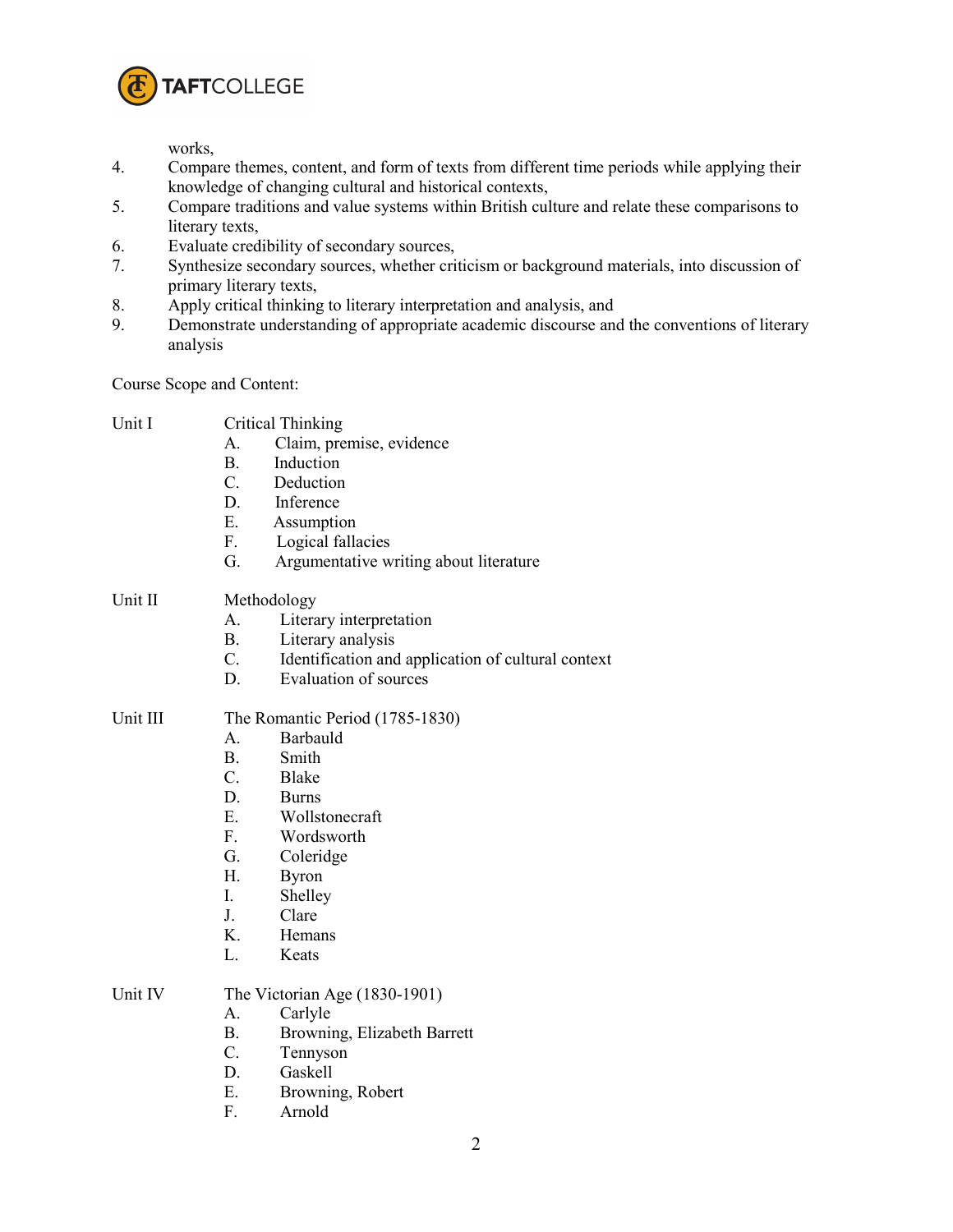works,

4. Compare themes, content, and form of texts from different time periods while applying their knowledge of changing cultural and historical contexts,
5. Compare traditions and value systems within British culture and relate these comparisons to literary texts,
6. Evaluate credibility of secondary sources,
7. Synthesize secondary sources, whether criticism or background materials, into discussion of primary literary texts,
8. Apply critical thinking to literary interpretation and analysis, and
9. Demonstrate understanding of appropriate academic discourse and the conventions of literary analysis

Course Scope and Content:

Unit I Critical Thinking

- A. Claim, premise, evidence
- B. Induction
- C. Deduction
- D. Inference
- E. Assumption
- F. Logical fallacies
- G. Argumentative writing about literature

Unit II Methodology

- A. Literary interpretation
- B. Literary analysis
- C. Identification and application of cultural context
- D. Evaluation of sources

Unit III The Romantic Period (1785-1830)

- A. Barbauld
- B. Smith
- C. Blake
- D. Burns
- E. Wollstonecraft
- F. Wordsworth
- G. Coleridge
- H. Byron
- I. Shelley
- J. Clare
- K. Hemans
- L. Keats

Unit IV The Victorian Age (1830-1901)

- A. Carlyle
- B. Browning, Elizabeth Barrett
- C. Tennyson
- D. Gaskell
- E. Browning, Robert
- F. Arnold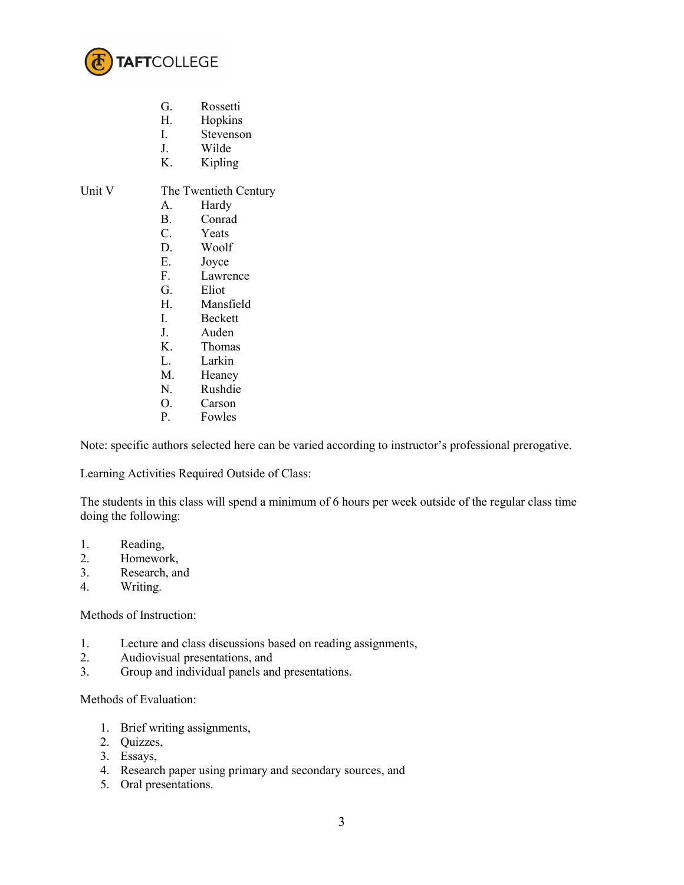G. Rossetti
H. Hopkins
I. Stevenson
J. Wilde
K. Kipling

Unit V The Twentieth Century

A. Hardy
B. Conrad
C. Yeats
D. Woolf
E. Joyce
F. Lawrence
G. Eliot
H. Mansfield
I. Beckett
J. Auden
K. Thomas
L. Larkin
M. Heaney
N. Rushdie
O. Carson
P. Fowles

Note: specific authors selected here can be varied according to instructor's professional prerogative.

Learning Activities Required Outside of Class:

The students in this class will spend a minimum of 6 hours per week outside of the regular class time doing the following:

1. Reading,
2. Homework,
3. Research, and
4. Writing.

Methods of Instruction:

1. Lecture and class discussions based on reading assignments,
2. Audiovisual presentations, and
3. Group and individual panels and presentations.

Methods of Evaluation:

1. Brief writing assignments,
2. Quizzes,
3. Essays,
4. Research paper using primary and secondary sources, and
5. Oral presentations.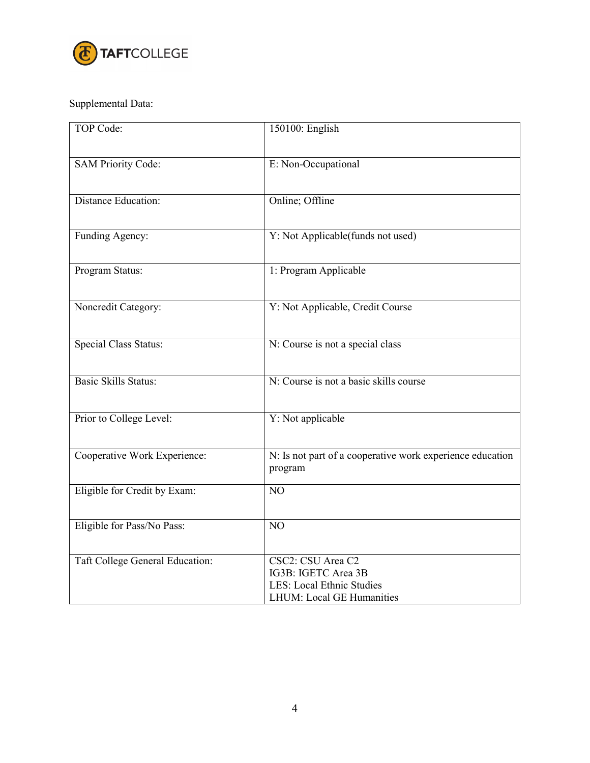Supplemental Data:

| | |
|---|---|
| TOP Code: | 150100: English |
| SAM Priority Code: | E: Non-Occupational |
| Distance Education: | Online; Offline |
| Funding Agency: | Y: Not Applicable(funds not used) |
| Program Status: | 1: Program Applicable |
| Noncredit Category: | Y: Not Applicable, Credit Course |
| Special Class Status: | N: Course is not a special class |
| Basic Skills Status: | N: Course is not a basic skills course |
| Prior to College Level: | Y: Not applicable |
| Cooperative Work Experience: | N: Is not part of a cooperative work experience education program |
| Eligible for Credit by Exam: | NO |
| Eligible for Pass/No Pass: | NO |
| Taft College General Education: | CSC2: CSU Area C2<br>IG3B: IGETC Area 3B<br>LES: Local Ethnic Studies<br>LHUM: Local GE Humanities |